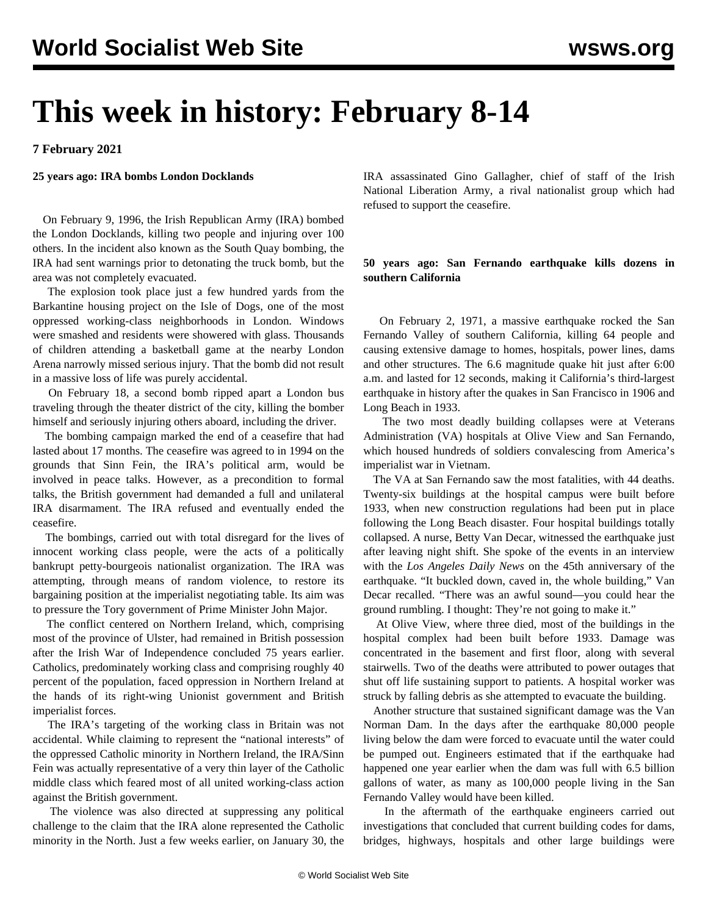# This week in history: February 8-14

**7 February 2021**

**25 years ago: IRA bombs London Docklands**

On February 9, 1996, the Irish Republican Army (IRA) bombed the London Docklands, killing two people and injuring over 100 others. In the incident also known as the South Quay bombing, the IRA had sent warnings prior to detonating the truck bomb, but the area was not completely evacuated.

The explosion took place just a few hundred yards from the Barkantine housing project on the Isle of Dogs, one of the most oppressed working-class neighborhoods in London. Windows were smashed and residents were showered with glass. Thousands of children attending a basketball game at the nearby London Arena narrowly missed serious injury. That the bomb did not result in a massive loss of life was purely accidental.

On February 18, a second bomb ripped apart a London bus traveling through the theater district of the city, killing the bomber himself and seriously injuring others aboard, including the driver.

The bombing campaign marked the end of a ceasefire that had lasted about 17 months. The ceasefire was agreed to in 1994 on the grounds that Sinn Fein, the IRA's political arm, would be involved in peace talks. However, as a precondition to formal talks, the British government had demanded a full and unilateral IRA disarmament. The IRA refused and eventually ended the ceasefire.

The bombings, carried out with total disregard for the lives of innocent working class people, were the acts of a politically bankrupt petty-bourgeois nationalist organization. The IRA was attempting, through means of random violence, to restore its bargaining position at the imperialist negotiating table. Its aim was to pressure the Tory government of Prime Minister John Major.

The conflict centered on Northern Ireland, which, comprising most of the province of Ulster, had remained in British possession after the Irish War of Independence concluded 75 years earlier. Catholics, predominately working class and comprising roughly 40 percent of the population, faced oppression in Northern Ireland at the hands of its right-wing Unionist government and British imperialist forces.

The IRA's targeting of the working class in Britain was not accidental. While claiming to represent the "national interests" of the oppressed Catholic minority in Northern Ireland, the IRA/Sinn Fein was actually representative of a very thin layer of the Catholic middle class which feared most of all united working-class action against the British government.

The violence was also directed at suppressing any political challenge to the claim that the IRA alone represented the Catholic minority in the North. Just a few weeks earlier, on January 30, the IRA assassinated Gino Gallagher, chief of staff of the Irish National Liberation Army, a rival nationalist group which had refused to support the ceasefire.

**50 years ago: San Fernando earthquake kills dozens in southern California**

On February 2, 1971, a massive earthquake rocked the San Fernando Valley of southern California, killing 64 people and causing extensive damage to homes, hospitals, power lines, dams and other structures. The 6.6 magnitude quake hit just after 6:00 a.m. and lasted for 12 seconds, making it California's third-largest earthquake in history after the quakes in San Francisco in 1906 and Long Beach in 1933.

The two most deadly building collapses were at Veterans Administration (VA) hospitals at Olive View and San Fernando, which housed hundreds of soldiers convalescing from America's imperialist war in Vietnam.

The VA at San Fernando saw the most fatalities, with 44 deaths. Twenty-six buildings at the hospital campus were built before 1933, when new construction regulations had been put in place following the Long Beach disaster. Four hospital buildings totally collapsed. A nurse, Betty Van Decar, witnessed the earthquake just after leaving night shift. She spoke of the events in an interview with the *Los Angeles Daily News* on the 45th anniversary of the earthquake. "It buckled down, caved in, the whole building," Van Decar recalled. "There was an awful sound—you could hear the ground rumbling. I thought: They're not going to make it."

At Olive View, where three died, most of the buildings in the hospital complex had been built before 1933. Damage was concentrated in the basement and first floor, along with several stairwells. Two of the deaths were attributed to power outages that shut off life sustaining support to patients. A hospital worker was struck by falling debris as she attempted to evacuate the building.

Another structure that sustained significant damage was the Van Norman Dam. In the days after the earthquake 80,000 people living below the dam were forced to evacuate until the water could be pumped out. Engineers estimated that if the earthquake had happened one year earlier when the dam was full with 6.5 billion gallons of water, as many as 100,000 people living in the San Fernando Valley would have been killed.

In the aftermath of the earthquake engineers carried out investigations that concluded that current building codes for dams, bridges, highways, hospitals and other large buildings were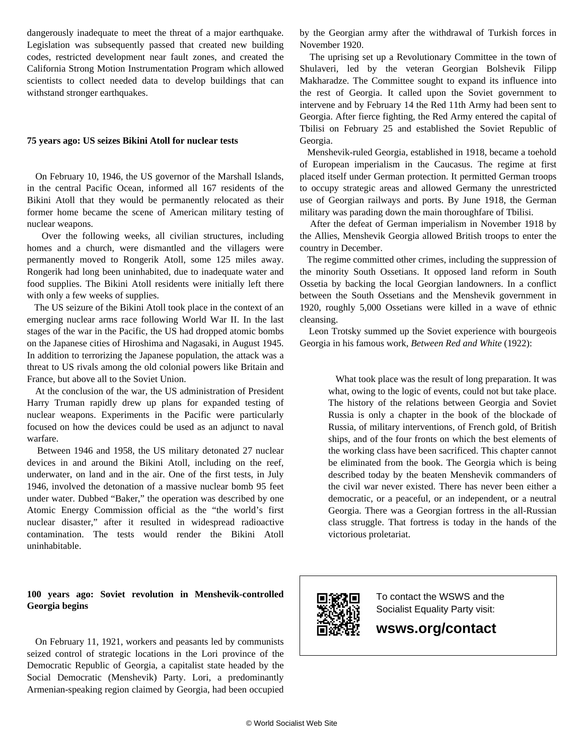dangerously inadequate to meet the threat of a major earthquake. Legislation was subsequently passed that created new building codes, restricted development near fault zones, and created the California Strong Motion Instrumentation Program which allowed scientists to collect needed data to develop buildings that can withstand stronger earthquakes.

**75 years ago: US seizes Bikini Atoll for nuclear tests**

On February 10, 1946, the US governor of the Marshall Islands, in the central Pacific Ocean, informed all 167 residents of the Bikini Atoll that they would be permanently relocated as their former home became the scene of American military testing of nuclear weapons.

Over the following weeks, all civilian structures, including homes and a church, were dismantled and the villagers were permanently moved to Rongerik Atoll, some 125 miles away. Rongerik had long been uninhabited, due to inadequate water and food supplies. The Bikini Atoll residents were initially left there with only a few weeks of supplies.

The US seizure of the Bikini Atoll took place in the context of an emerging nuclear arms race following World War II. In the last stages of the war in the Pacific, the US had dropped atomic bombs on the Japanese cities of Hiroshima and Nagasaki, in August 1945. In addition to terrorizing the Japanese population, the attack was a threat to US rivals among the old colonial powers like Britain and France, but above all to the Soviet Union.

At the conclusion of the war, the US administration of President Harry Truman rapidly drew up plans for expanded testing of nuclear weapons. Experiments in the Pacific were particularly focused on how the devices could be used as an adjunct to naval warfare.

Between 1946 and 1958, the US military detonated 27 nuclear devices in and around the Bikini Atoll, including on the reef, underwater, on land and in the air. One of the first tests, in July 1946, involved the detonation of a massive nuclear bomb 95 feet under water. Dubbed "Baker," the operation was described by one Atomic Energy Commission official as the "world's first nuclear disaster," after it resulted in widespread radioactive contamination. The tests would render the Bikini Atoll uninhabitable.

**100 years ago: Soviet revolution in Menshevik-controlled Georgia begins**

On February 11, 1921, workers and peasants led by communists seized control of strategic locations in the Lori province of the Democratic Republic of Georgia, a capitalist state headed by the Social Democratic (Menshevik) Party. Lori, a predominantly Armenian-speaking region claimed by Georgia, had been occupied by the Georgian army after the withdrawal of Turkish forces in November 1920.

The uprising set up a Revolutionary Committee in the town of Shulaveri, led by the veteran Georgian Bolshevik Filipp Makharadze. The Committee sought to expand its influence into the rest of Georgia. It called upon the Soviet government to intervene and by February 14 the Red 11th Army had been sent to Georgia. After fierce fighting, the Red Army entered the capital of Tbilisi on February 25 and established the Soviet Republic of Georgia.

Menshevik-ruled Georgia, established in 1918, became a toehold of European imperialism in the Caucasus. The regime at first placed itself under German protection. It permitted German troops to occupy strategic areas and allowed Germany the unrestricted use of Georgian railways and ports. By June 1918, the German military was parading down the main thoroughfare of Tbilisi.

After the defeat of German imperialism in November 1918 by the Allies, Menshevik Georgia allowed British troops to enter the country in December.

The regime committed other crimes, including the suppression of the minority South Ossetians. It opposed land reform in South Ossetia by backing the local Georgian landowners. In a conflict between the South Ossetians and the Menshevik government in 1920, roughly 5,000 Ossetians were killed in a wave of ethnic cleansing.

Leon Trotsky summed up the Soviet experience with bourgeois Georgia in his famous work, *Between Red and White* (1922):

> What took place was the result of long preparation. It was what, owing to the logic of events, could not but take place. The history of the relations between Georgia and Soviet Russia is only a chapter in the book of the blockade of Russia, of military interventions, of French gold, of British ships, and of the four fronts on which the best elements of the working class have been sacrificed. This chapter cannot be eliminated from the book. The Georgia which is being described today by the beaten Menshevik commanders of the civil war never existed. There has never been either a democratic, or a peaceful, or an independent, or a neutral Georgia. There was a Georgian fortress in the all-Russian class struggle. That fortress is today in the hands of the victorious proletariat.

To contact the WSWS and the Socialist Equality Party visit:

**wsws.org/contact**